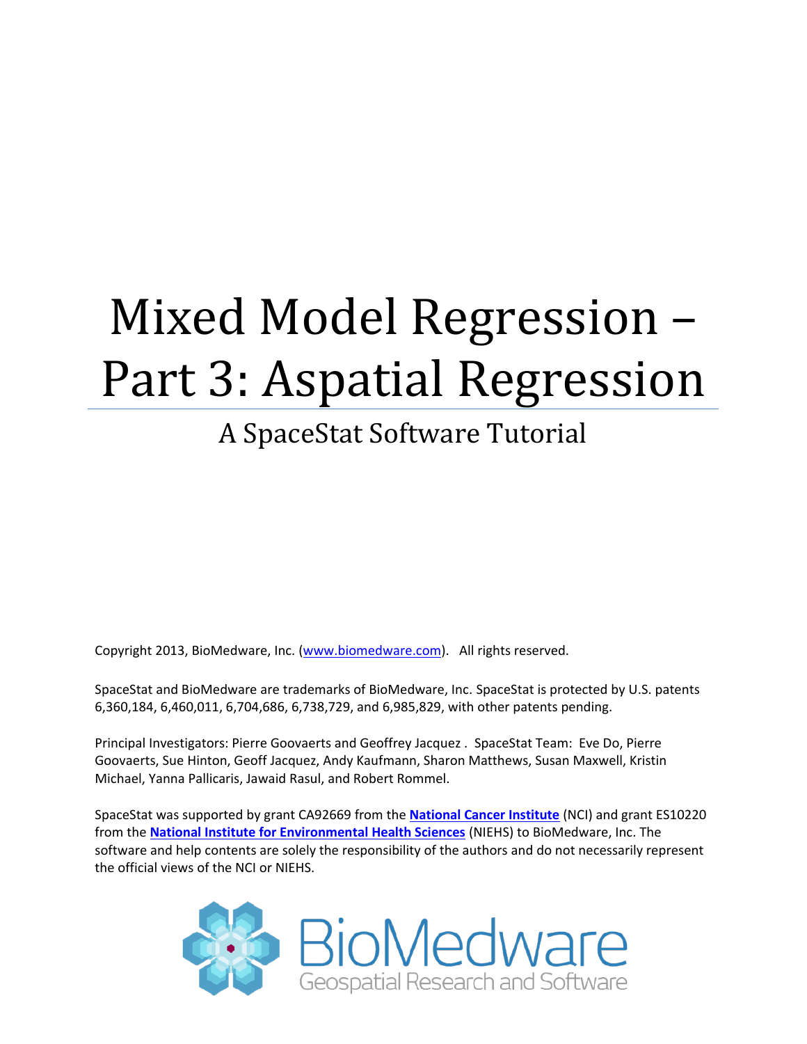# Mixed Model Regression – Part 3: Aspatial Regression

## A SpaceStat Software Tutorial

Copyright 2013, BioMedware, Inc. (www.biomedware.com). All rights reserved.

SpaceStat and BioMedware are trademarks of BioMedware, Inc. SpaceStat is protected by U.S. patents 6,360,184, 6,460,011, 6,704,686, 6,738,729, and 6,985,829, with other patents pending.

Principal Investigators: Pierre Goovaerts and Geoffrey Jacquez . SpaceStat Team: Eve Do, Pierre Goovaerts, Sue Hinton, Geoff Jacquez, Andy Kaufmann, Sharon Matthews, Susan Maxwell, Kristin Michael, Yanna Pallicaris, Jawaid Rasul, and Robert Rommel.

SpaceStat was supported by grant CA92669 from the **National Cancer Institute** (NCI) and grant ES10220 from the **National Institute for Environmental Health Sciences** (NIEHS) to BioMedware, Inc. The software and help contents are solely the responsibility of the authors and do not necessarily represent the official views of the NCI or NIEHS.

BioMedware
Geospatial Research and Software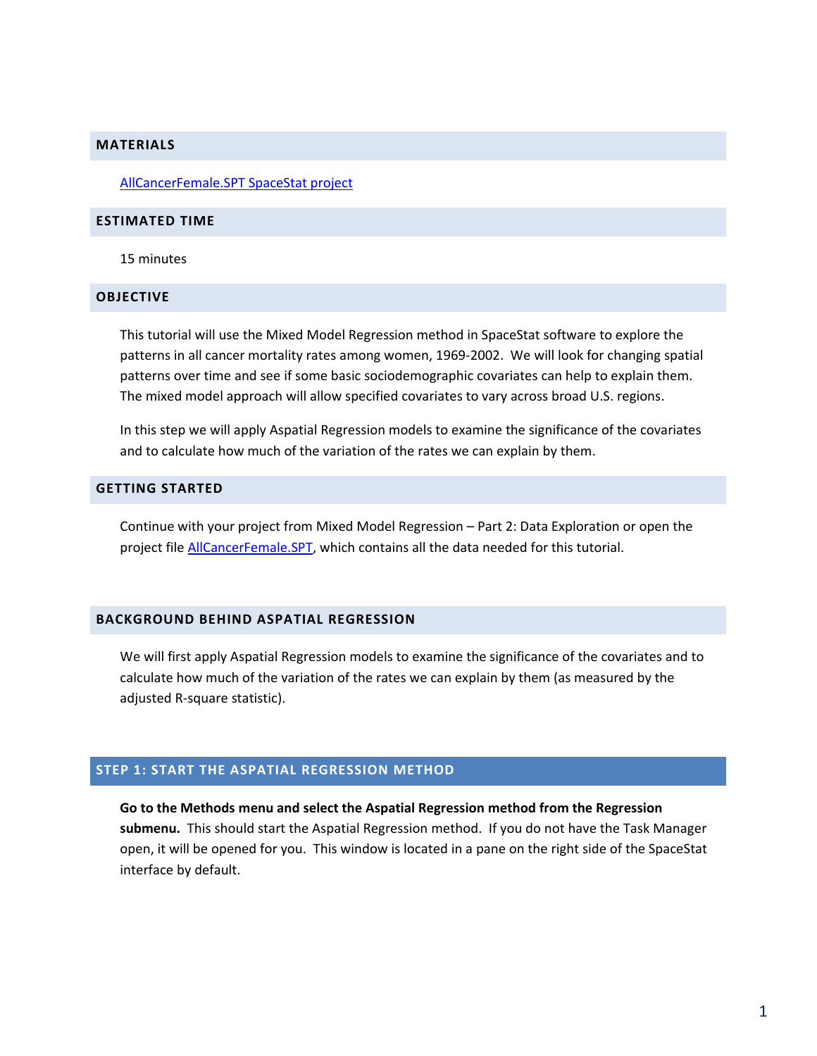## MATERIALS

[AllCancerFemale.SPT SpaceStat project]

## ESTIMATED TIME

15 minutes

## OBJECTIVE

This tutorial will use the Mixed Model Regression method in SpaceStat software to explore the patterns in all cancer mortality rates among women, 1969-2002. We will look for changing spatial patterns over time and see if some basic sociodemographic covariates can help to explain them. The mixed model approach will allow specified covariates to vary across broad U.S. regions.

In this step we will apply Aspatial Regression models to examine the significance of the covariates and to calculate how much of the variation of the rates we can explain by them.

## GETTING STARTED

Continue with your project from Mixed Model Regression – Part 2: Data Exploration or open the project file [AllCancerFemale.SPT], which contains all the data needed for this tutorial.

## BACKGROUND BEHIND ASPATIAL REGRESSION

We will first apply Aspatial Regression models to examine the significance of the covariates and to calculate how much of the variation of the rates we can explain by them (as measured by the adjusted R-square statistic).

## STEP 1: START THE ASPATIAL REGRESSION METHOD

**Go to the Methods menu and select the Aspatial Regression method from the Regression submenu.** This should start the Aspatial Regression method. If you do not have the Task Manager open, it will be opened for you. This window is located in a pane on the right side of the SpaceStat interface by default.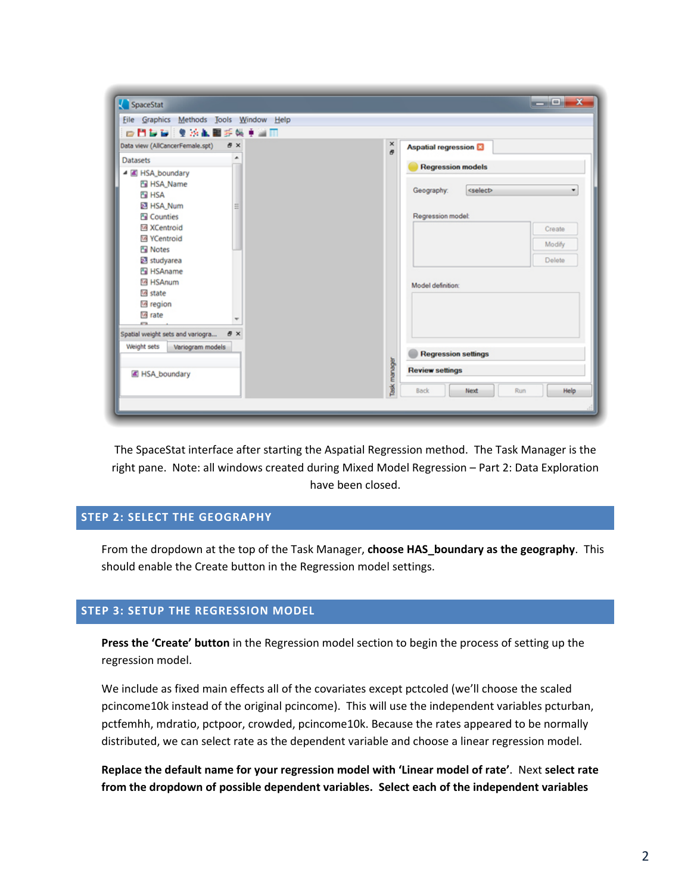The SpaceStat interface after starting the Aspatial Regression method. The Task Manager is the right pane. Note: all windows created during Mixed Model Regression – Part 2: Data Exploration have been closed.

## STEP 2: SELECT THE GEOGRAPHY

From the dropdown at the top of the Task Manager, **choose HAS_boundary as the geography**. This should enable the Create button in the Regression model settings.

## STEP 3: SETUP THE REGRESSION MODEL

**Press the 'Create' button** in the Regression model section to begin the process of setting up the regression model.

We include as fixed main effects all of the covariates except pctcoled (we'll choose the scaled pcincome10k instead of the original pcincome). This will use the independent variables pcturban, pctfemhh, mdratio, pctpoor, crowded, pcincome10k. Because the rates appeared to be normally distributed, we can select rate as the dependent variable and choose a linear regression model.

**Replace the default name for your regression model with 'Linear model of rate'**. Next **select rate from the dropdown of possible dependent variables. Select each of the independent variables**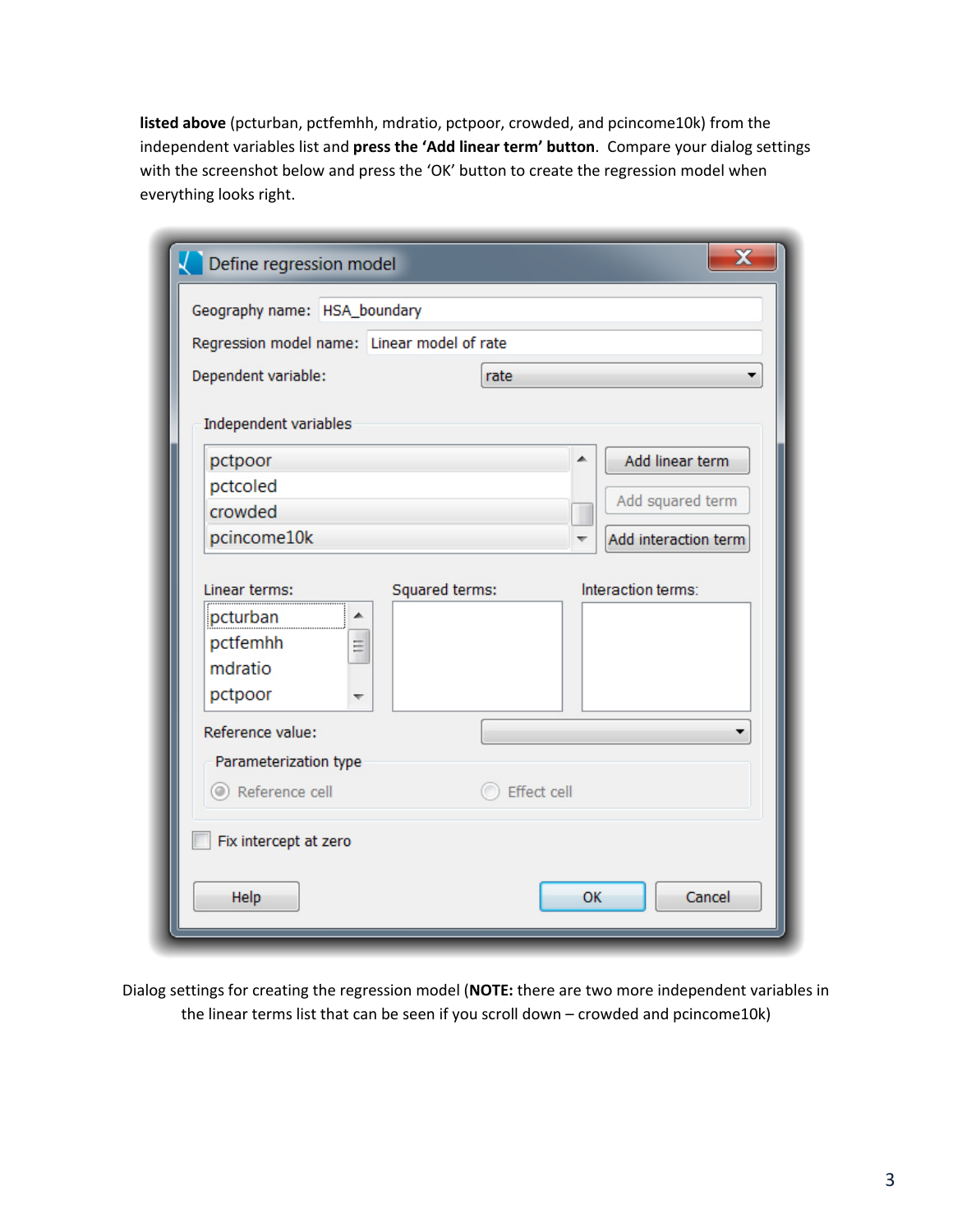**listed above** (pcturban, pctfemhh, mdratio, pctpoor, crowded, and pcincome10k) from the independent variables list and **press the 'Add linear term' button**. Compare your dialog settings with the screenshot below and press the 'OK' button to create the regression model when everything looks right.

Dialog settings for creating the regression model (**NOTE:** there are two more independent variables in the linear terms list that can be seen if you scroll down – crowded and pcincome10k)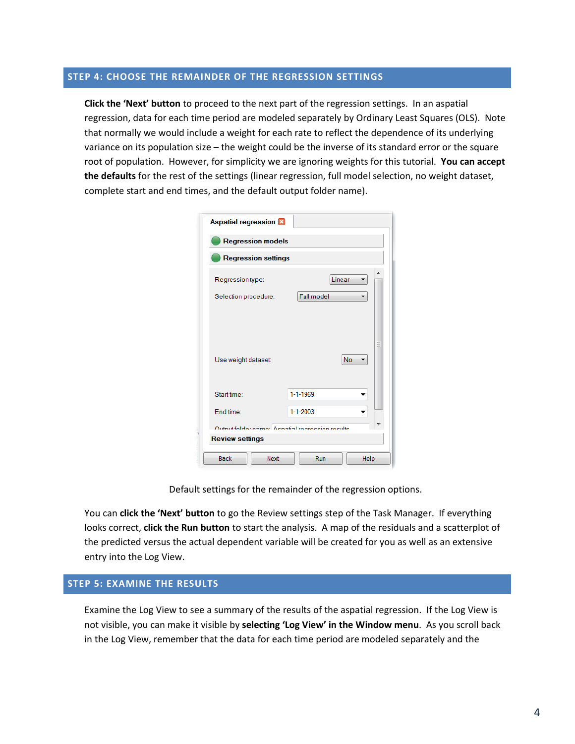## STEP 4: CHOOSE THE REMAINDER OF THE REGRESSION SETTINGS

**Click the 'Next' button** to proceed to the next part of the regression settings. In an aspatial regression, data for each time period are modeled separately by Ordinary Least Squares (OLS). Note that normally we would include a weight for each rate to reflect the dependence of its underlying variance on its population size – the weight could be the inverse of its standard error or the square root of population. However, for simplicity we are ignoring weights for this tutorial. **You can accept the defaults** for the rest of the settings (linear regression, full model selection, no weight dataset, complete start and end times, and the default output folder name).

Default settings for the remainder of the regression options.

You can **click the 'Next' button** to go the Review settings step of the Task Manager. If everything looks correct, **click the Run button** to start the analysis. A map of the residuals and a scatterplot of the predicted versus the actual dependent variable will be created for you as well as an extensive entry into the Log View.

## STEP 5: EXAMINE THE RESULTS

Examine the Log View to see a summary of the results of the aspatial regression. If the Log View is not visible, you can make it visible by **selecting 'Log View' in the Window menu**. As you scroll back in the Log View, remember that the data for each time period are modeled separately and the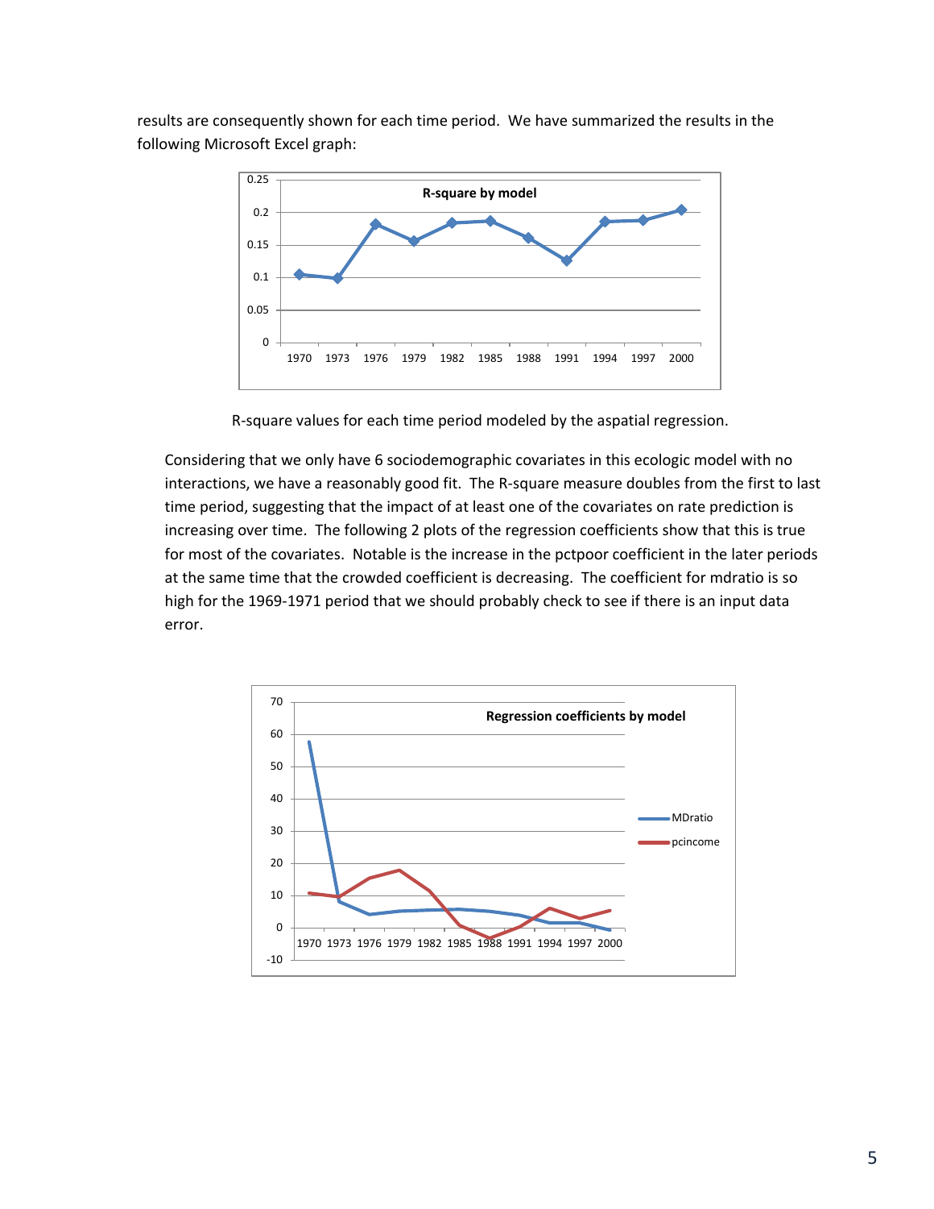results are consequently shown for each time period. We have summarized the results in the following Microsoft Excel graph:

R-square values for each time period modeled by the aspatial regression.

Considering that we only have 6 sociodemographic covariates in this ecologic model with no interactions, we have a reasonably good fit. The R-square measure doubles from the first to last time period, suggesting that the impact of at least one of the covariates on rate prediction is increasing over time. The following 2 plots of the regression coefficients show that this is true for most of the covariates. Notable is the increase in the pctpoor coefficient in the later periods at the same time that the crowded coefficient is decreasing. The coefficient for mdratio is so high for the 1969-1971 period that we should probably check to see if there is an input data error.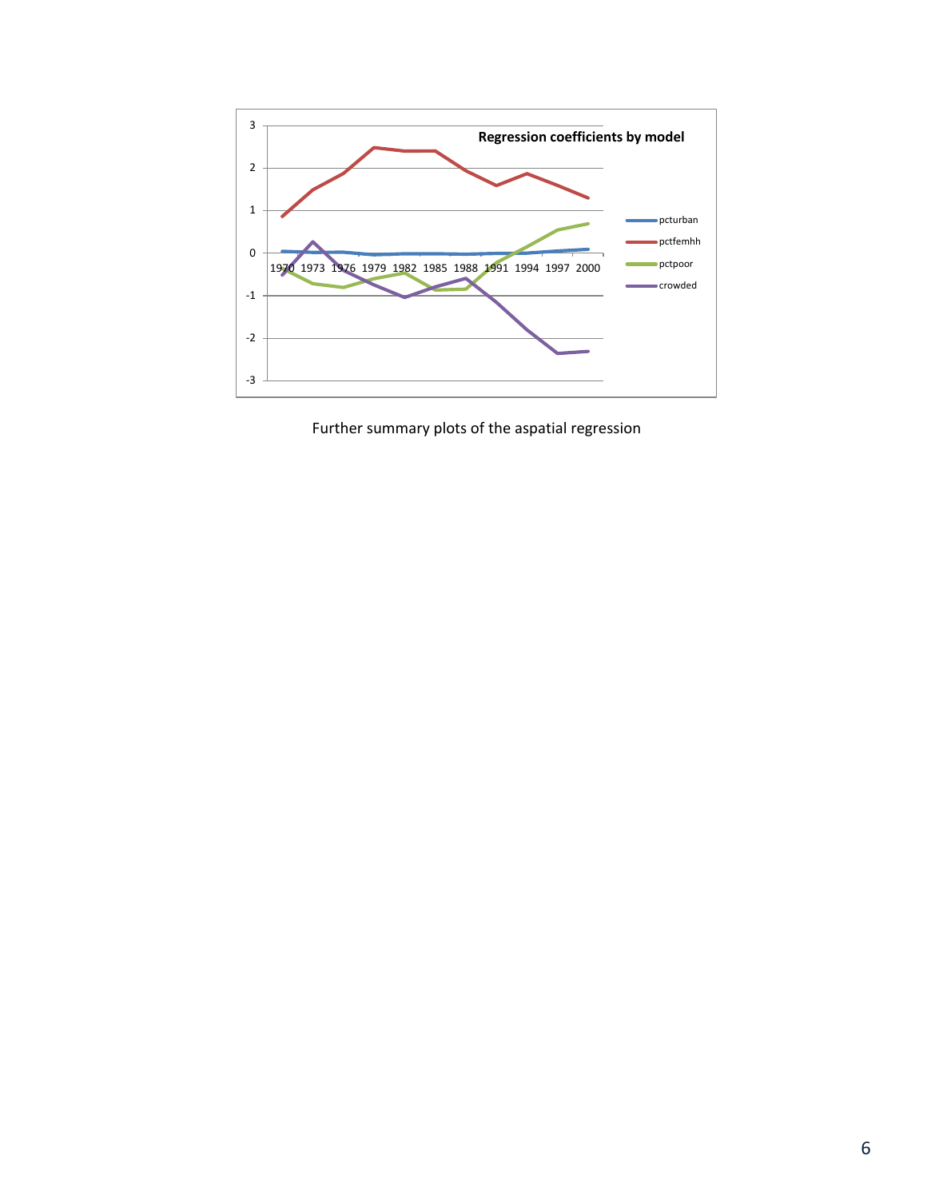Regression coefficients by model

3
2
1
0
-1
-2
-3

1970 1973 1976 1979 1982 1985 1988 1991 1994 1997 2000

pcturban
pctfemhh
pctpoor
crowded

Further summary plots of the aspatial regression